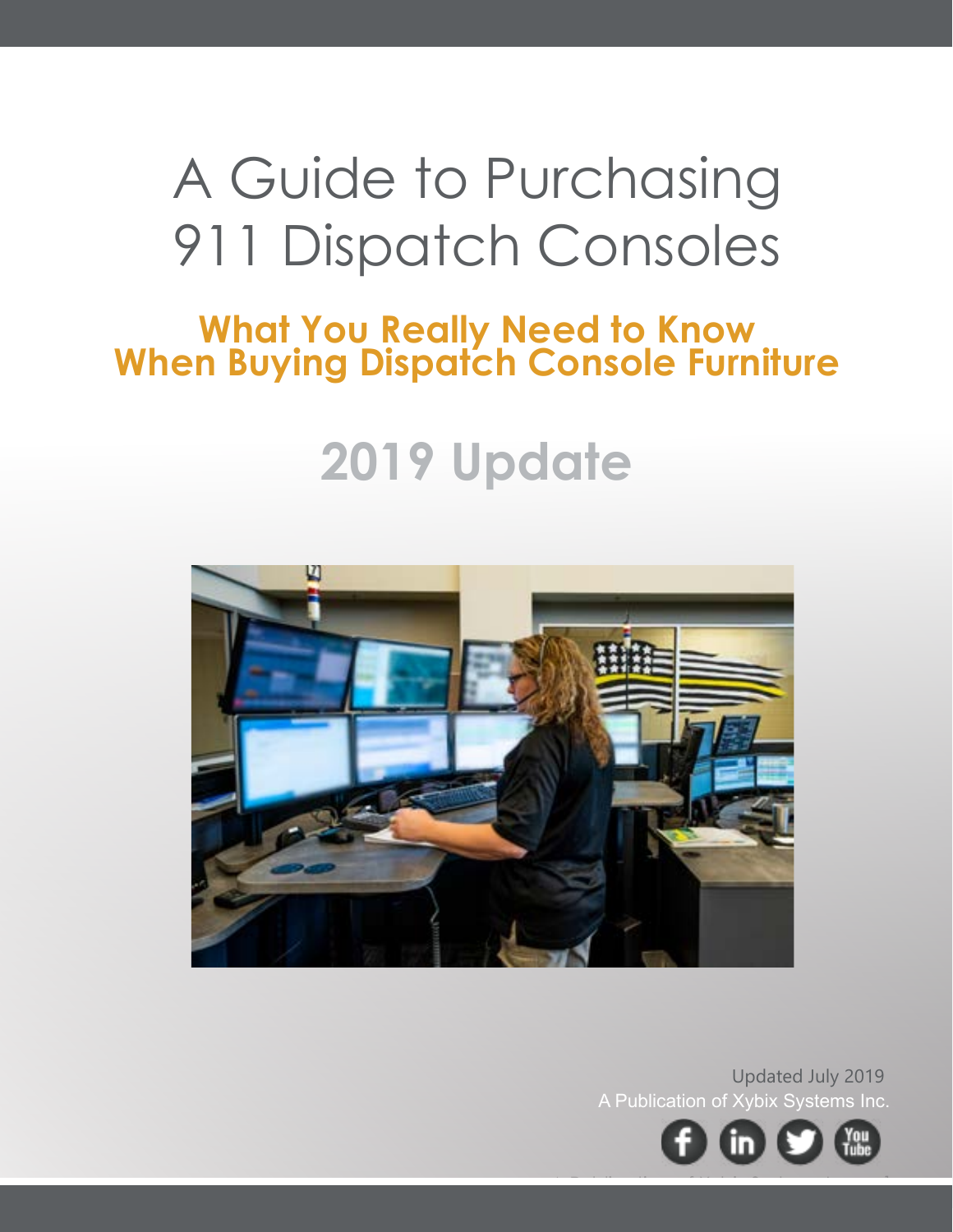# A Guide to Purchasing 911 Dispatch Consoles

## What You Really Need to Know When Buying Dispatch Console Furniture

## 2019 Update

Updated July 2019

A Publication of Xybix Systems Inc.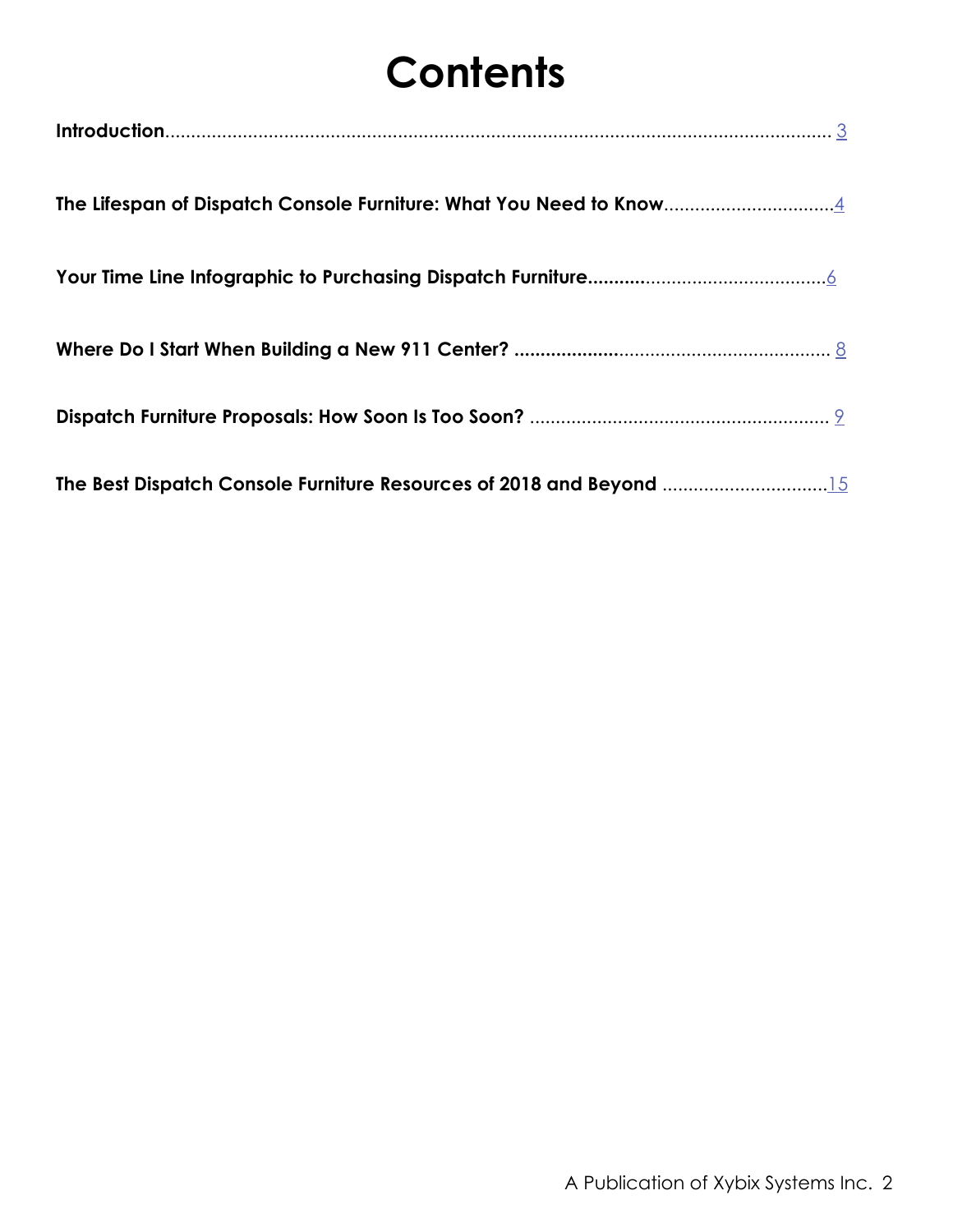# Contents

**Introduction**.................................................................................................................................... 3

**The Lifespan of Dispatch Console Furniture: What You Need to Know**................................4

**Your Time Line Infographic to Purchasing Dispatch Furniture**............................................6

**Where Do I Start When Building a New 911 Center?** .......................................................... 8

**Dispatch Furniture Proposals: How Soon Is Too Soon?** ......................................................... 9

**The Best Dispatch Console Furniture Resources of 2018 and Beyond** ...............................15

A Publication of Xybix Systems Inc.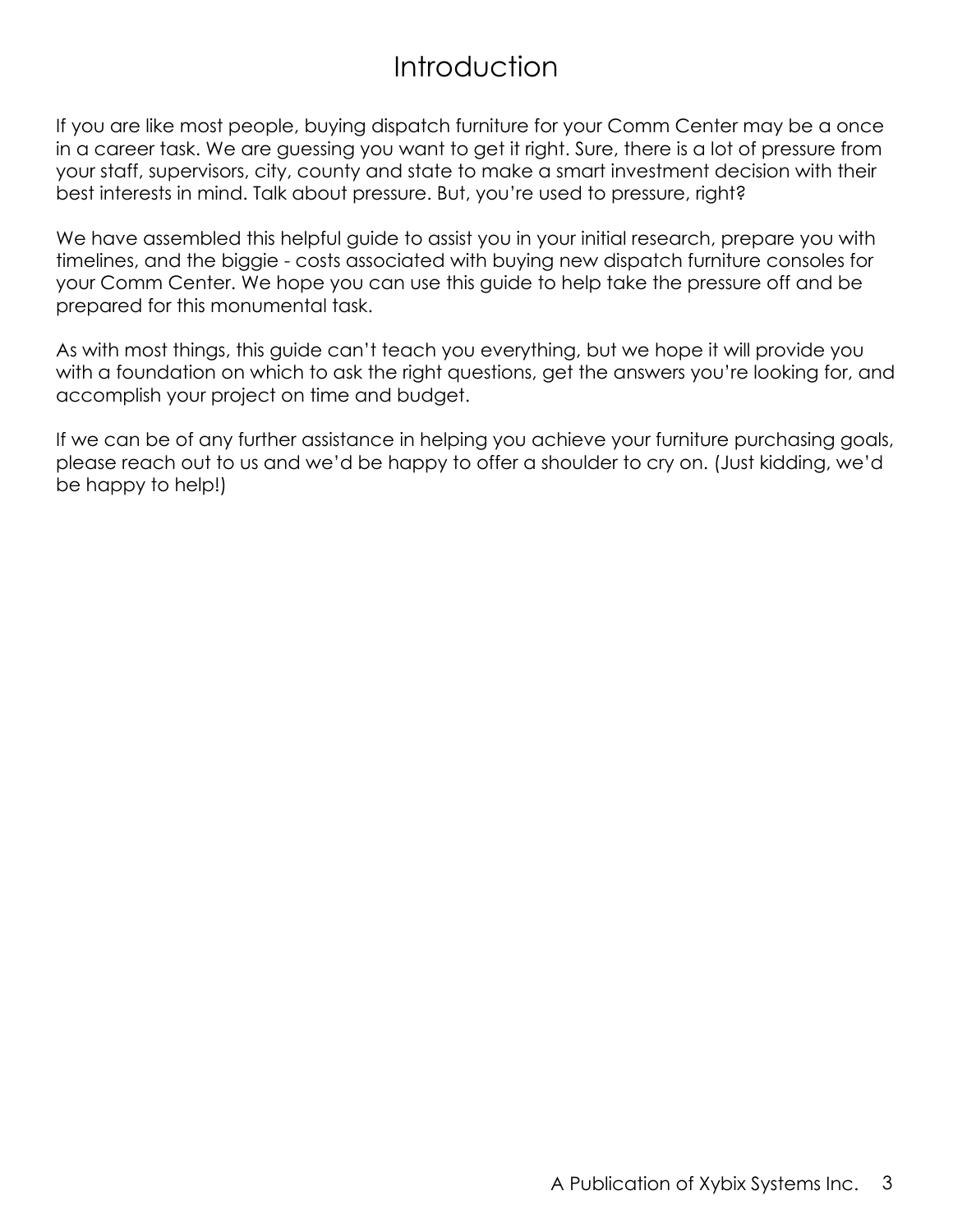# Introduction

If you are like most people, buying dispatch furniture for your Comm Center may be a once in a career task. We are guessing you want to get it right. Sure, there is a lot of pressure from your staff, supervisors, city, county and state to make a smart investment decision with their best interests in mind. Talk about pressure. But, you're used to pressure, right?

We have assembled this helpful guide to assist you in your initial research, prepare you with timelines, and the biggie - costs associated with buying new dispatch furniture consoles for your Comm Center. We hope you can use this guide to help take the pressure off and be prepared for this monumental task.

As with most things, this guide can't teach you everything, but we hope it will provide you with a foundation on which to ask the right questions, get the answers you're looking for, and accomplish your project on time and budget.

If we can be of any further assistance in helping you achieve your furniture purchasing goals, please reach out to us and we'd be happy to offer a shoulder to cry on. (Just kidding, we'd be happy to help!)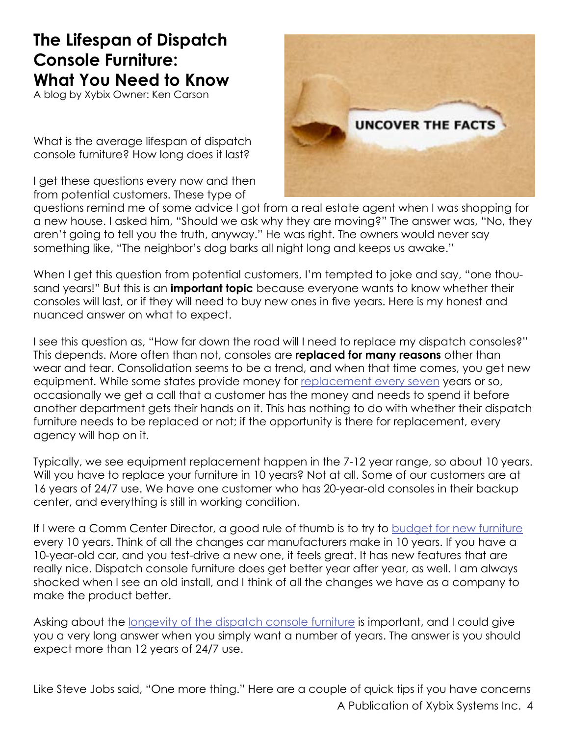# The Lifespan of Dispatch Console Furniture: What You Need to Know

A blog by Xybix Owner: Ken Carson

What is the average lifespan of dispatch console furniture? How long does it last?

I get these questions every now and then from potential customers. These type of questions remind me of some advice I got from a real estate agent when I was shopping for a new house. I asked him, "Should we ask why they are moving?" The answer was, "No, they aren't going to tell you the truth, anyway." He was right. The owners would never say something like, "The neighbor's dog barks all night long and keeps us awake."

When I get this question from potential customers, I'm tempted to joke and say, "one thousand years!" But this is an **important topic** because everyone wants to know whether their consoles will last, or if they will need to buy new ones in five years. Here is my honest and nuanced answer on what to expect.

I see this question as, "How far down the road will I need to replace my dispatch consoles?" This depends. More often than not, consoles are **replaced for many reasons** other than wear and tear. Consolidation seems to be a trend, and when that time comes, you get new equipment. While some states provide money for replacement every seven years or so, occasionally we get a call that a customer has the money and needs to spend it before another department gets their hands on it. This has nothing to do with whether their dispatch furniture needs to be replaced or not; if the opportunity is there for replacement, every agency will hop on it.

Typically, we see equipment replacement happen in the 7-12 year range, so about 10 years. Will you have to replace your furniture in 10 years? Not at all. Some of our customers are at 16 years of 24/7 use. We have one customer who has 20-year-old consoles in their backup center, and everything is still in working condition.

If I were a Comm Center Director, a good rule of thumb is to try to budget for new furniture every 10 years. Think of all the changes car manufacturers make in 10 years. If you have a 10-year-old car, and you test-drive a new one, it feels great. It has new features that are really nice. Dispatch console furniture does get better year after year, as well. I am always shocked when I see an old install, and I think of all the changes we have as a company to make the product better.

Asking about the longevity of the dispatch console furniture is important, and I could give you a very long answer when you simply want a number of years. The answer is you should expect more than 12 years of 24/7 use.

Like Steve Jobs said, "One more thing." Here are a couple of quick tips if you have concerns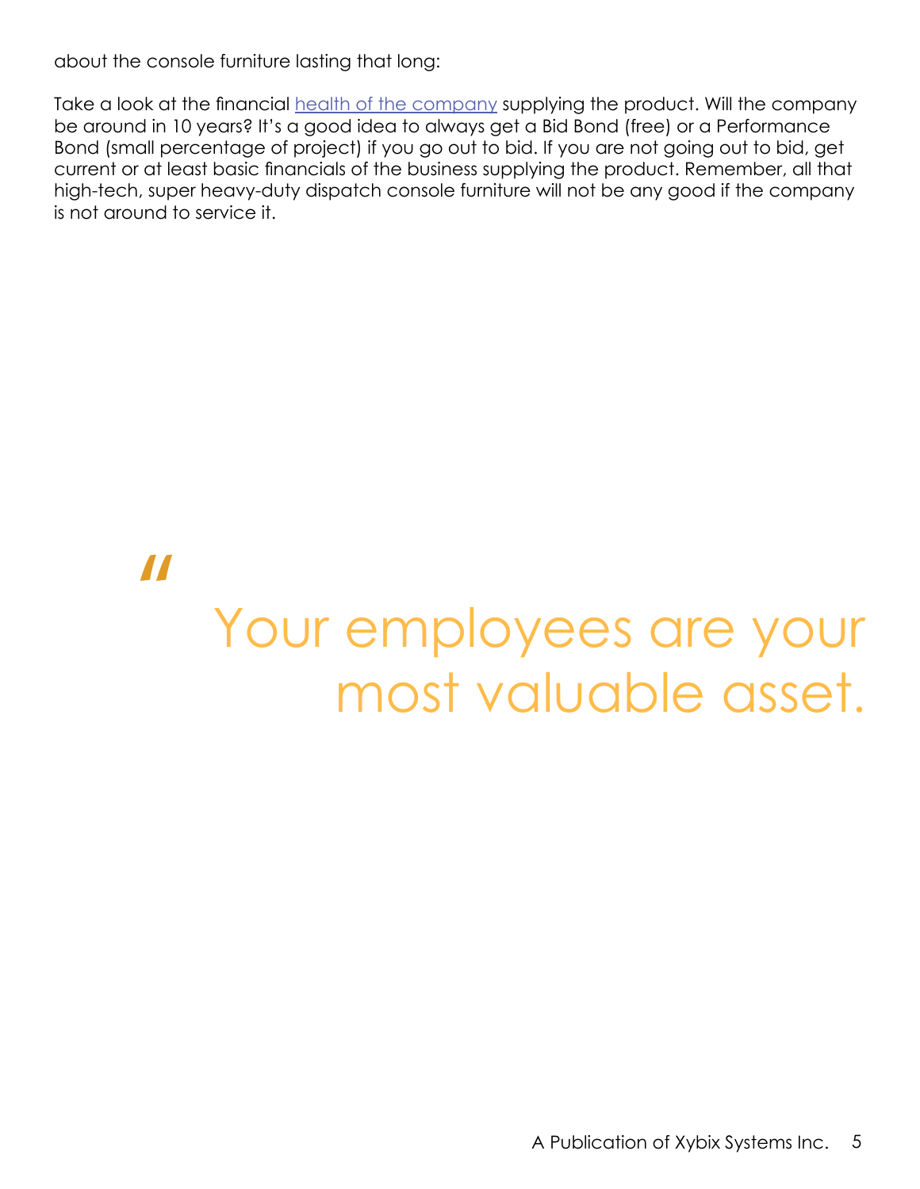about the console furniture lasting that long:

Take a look at the financial health of the company supplying the product. Will the company be around in 10 years? It's a good idea to always get a Bid Bond (free) or a Performance Bond (small percentage of project) if you go out to bid. If you are not going out to bid, get current or at least basic financials of the business supplying the product. Remember, all that high-tech, super heavy-duty dispatch console furniture will not be any good if the company is not around to service it.

> "Your employees are your most valuable asset.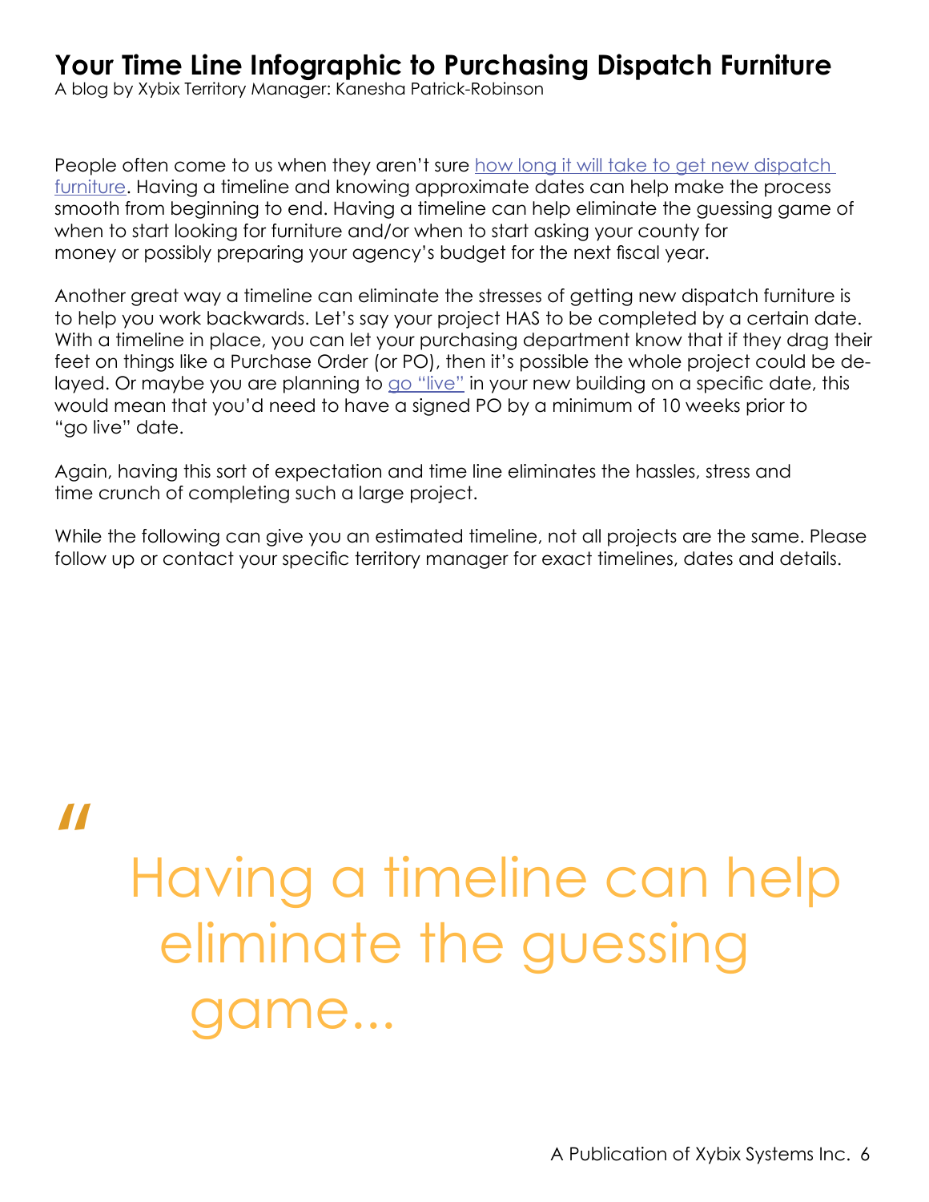# Your Time Line Infographic to Purchasing Dispatch Furniture

A blog by Xybix Territory Manager: Kanesha Patrick-Robinson

People often come to us when they aren't sure how long it will take to get new dispatch furniture. Having a timeline and knowing approximate dates can help make the process smooth from beginning to end. Having a timeline can help eliminate the guessing game of when to start looking for furniture and/or when to start asking your county for money or possibly preparing your agency's budget for the next fiscal year.

Another great way a timeline can eliminate the stresses of getting new dispatch furniture is to help you work backwards. Let's say your project HAS to be completed by a certain date. With a timeline in place, you can let your purchasing department know that if they drag their feet on things like a Purchase Order (or PO), then it's possible the whole project could be delayed. Or maybe you are planning to go "live" in your new building on a specific date, this would mean that you'd need to have a signed PO by a minimum of 10 weeks prior to "go live" date.

Again, having this sort of expectation and time line eliminates the hassles, stress and time crunch of completing such a large project.

While the following can give you an estimated timeline, not all projects are the same. Please follow up or contact your specific territory manager for exact timelines, dates and details.

> "Having a timeline can help eliminate the guessing game...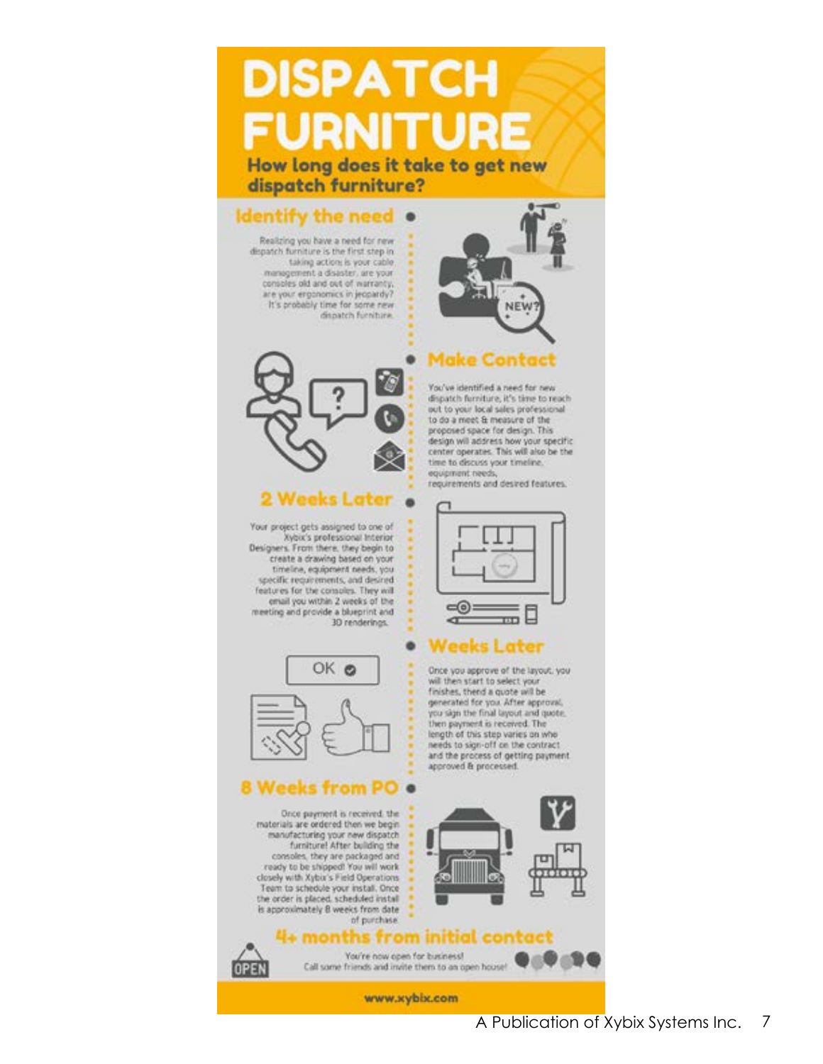# DISPATCH FURNITURE

## How long does it take to get new dispatch furniture?

### Identify the need

Realizing you have a need for new dispatch furniture is the first step in taking action; is your cable management a disaster, are your consoles old and out of warranty, are your ergonomics in jeopardy? It's probably time for some new dispatch furniture.

### Make Contact

You've identified a need for new dispatch furniture, it's time to reach out to your local sales professional to do a meet & measure of the proposed space for design. This design will address how your specific center operates. This will also be the time to discuss your timeline, equipment needs, requirements and desired features.

### 2 Weeks Later

Your project gets assigned to one of Xybix's professional Interior Designers. From there, they begin to create a drawing based on your timeline, equipment needs, you specific requirements, and desired features for the consoles. They will email you within 2 weeks of the meeting and provide a blueprint and 3D renderings.

### Weeks Later

Once you approve of the layout, you will then start to select your finishes, thend a quote will be generated for you. After approval, you sign the final layout and quote, then payment is received. The length of this step varies on who needs to sign-off on the contract and the process of getting payment approved & processed.

### 8 Weeks from PO

Once payment is received, the materials are ordered then we begin manufacturing your new dispatch furniture! After building the consoles, they are packaged and ready to be shipped! You will work closely with Xybix's Field Operations Team to schedule your install. Once the order is placed, scheduled install is approximately 8 weeks from date of purchase.

### 4+ months from initial contact

You're now open for business!
Call some friends and invite them to an open house!

www.xybix.com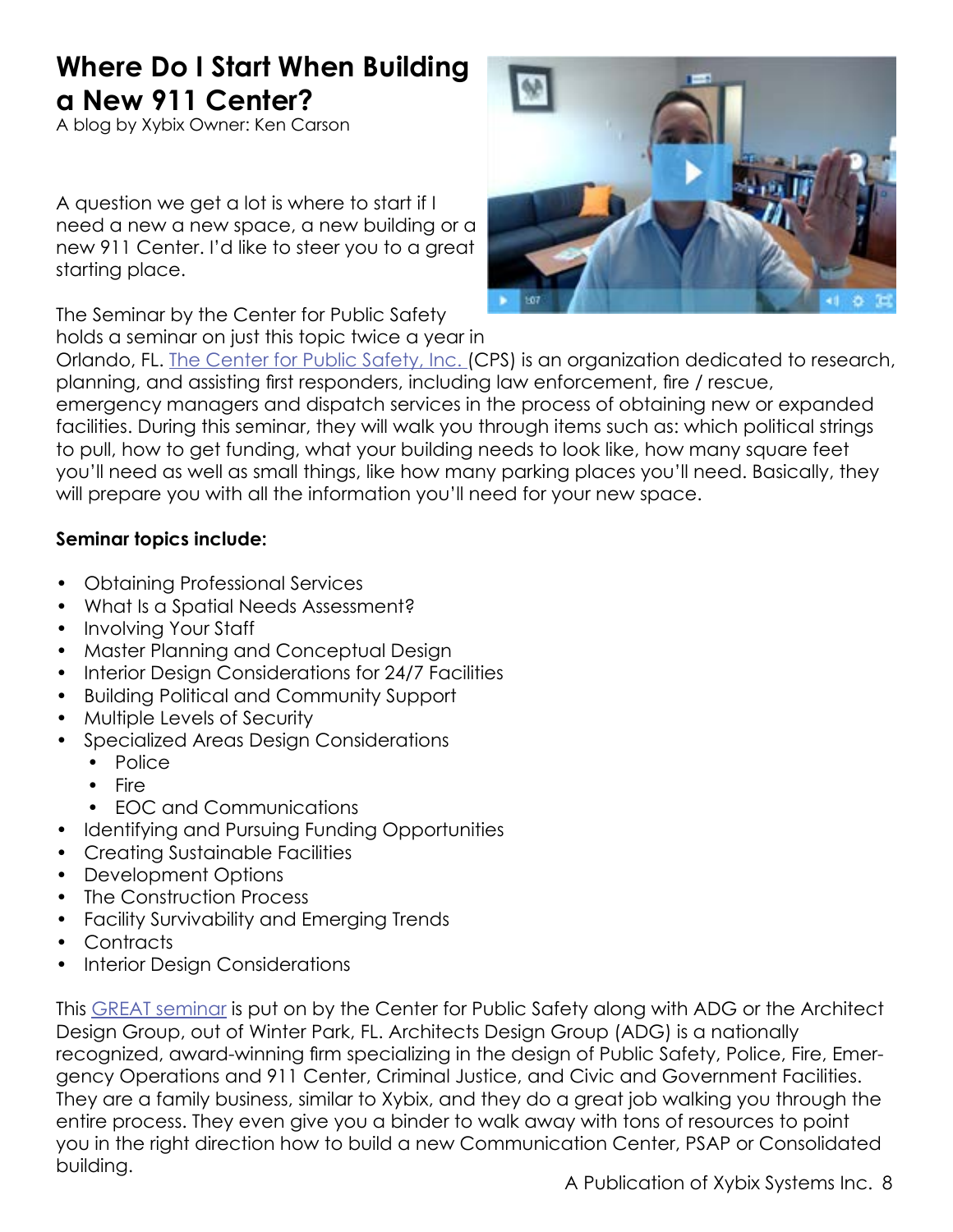# Where Do I Start When Building a New 911 Center?

A blog by Xybix Owner: Ken Carson

A question we get a lot is where to start if I need a new a new space, a new building or a new 911 Center. I'd like to steer you to a great starting place.

The Seminar by the Center for Public Safety holds a seminar on just this topic twice a year in Orlando, FL. The Center for Public Safety, Inc. (CPS) is an organization dedicated to research, planning, and assisting first responders, including law enforcement, fire / rescue, emergency managers and dispatch services in the process of obtaining new or expanded facilities. During this seminar, they will walk you through items such as: which political strings to pull, how to get funding, what your building needs to look like, how many square feet you'll need as well as small things, like how many parking places you'll need. Basically, they will prepare you with all the information you'll need for your new space.

**Seminar topics include:**

- Obtaining Professional Services
- What Is a Spatial Needs Assessment?
- Involving Your Staff
- Master Planning and Conceptual Design
- Interior Design Considerations for 24/7 Facilities
- Building Political and Community Support
- Multiple Levels of Security
- Specialized Areas Design Considerations
  - Police
  - Fire
  - EOC and Communications
- Identifying and Pursuing Funding Opportunities
- Creating Sustainable Facilities
- Development Options
- The Construction Process
- Facility Survivability and Emerging Trends
- Contracts
- Interior Design Considerations

This GREAT seminar is put on by the Center for Public Safety along with ADG or the Architect Design Group, out of Winter Park, FL. Architects Design Group (ADG) is a nationally recognized, award-winning firm specializing in the design of Public Safety, Police, Fire, Emergency Operations and 911 Center, Criminal Justice, and Civic and Government Facilities. They are a family business, similar to Xybix, and they do a great job walking you through the entire process. They even give you a binder to walk away with tons of resources to point you in the right direction how to build a new Communication Center, PSAP or Consolidated building.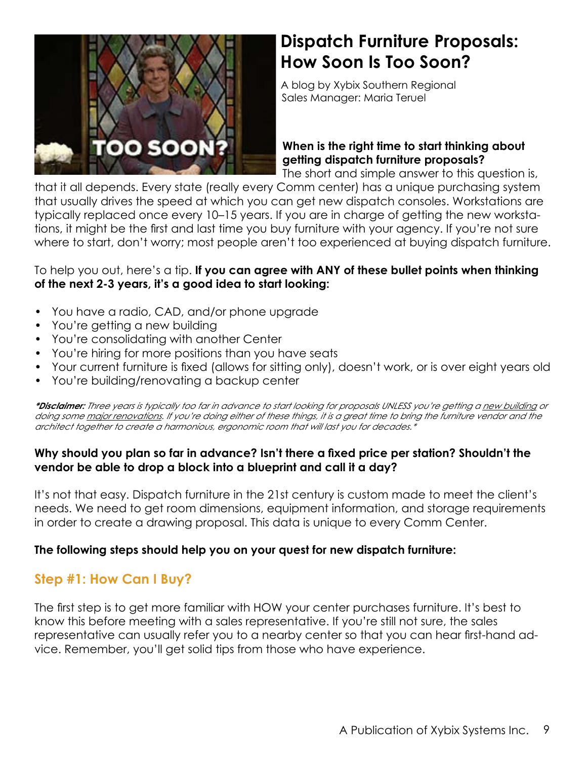# Dispatch Furniture Proposals: How Soon Is Too Soon?

A blog by Xybix Southern Regional Sales Manager: Maria Teruel

**When is the right time to start thinking about getting dispatch furniture proposals?**

The short and simple answer to this question is, that it all depends. Every state (really every Comm center) has a unique purchasing system that usually drives the speed at which you can get new dispatch consoles. Workstations are typically replaced once every 10–15 years. If you are in charge of getting the new workstations, it might be the first and last time you buy furniture with your agency. If you're not sure where to start, don't worry; most people aren't too experienced at buying dispatch furniture.

To help you out, here's a tip. **If you can agree with ANY of these bullet points when thinking of the next 2-3 years, it's a good idea to start looking:**

- You have a radio, CAD, and/or phone upgrade
- You're getting a new building
- You're consolidating with another Center
- You're hiring for more positions than you have seats
- Your current furniture is fixed (allows for sitting only), doesn't work, or is over eight years old
- You're building/renovating a backup center

***Disclaimer:** Three years is typically too far in advance to start looking for proposals UNLESS you're getting a new building or doing some major renovations. If you're doing either of these things, it is a great time to bring the furniture vendor and the architect together to create a harmonious, ergonomic room that will last you for decades.**

**Why should you plan so far in advance? Isn't there a fixed price per station? Shouldn't the vendor be able to drop a block into a blueprint and call it a day?**

It's not that easy. Dispatch furniture in the 21st century is custom made to meet the client's needs. We need to get room dimensions, equipment information, and storage requirements in order to create a drawing proposal. This data is unique to every Comm Center.

**The following steps should help you on your quest for new dispatch furniture:**

## Step #1: How Can I Buy?

The first step is to get more familiar with HOW your center purchases furniture. It's best to know this before meeting with a sales representative. If you're still not sure, the sales representative can usually refer you to a nearby center so that you can hear first-hand advice. Remember, you'll get solid tips from those who have experience.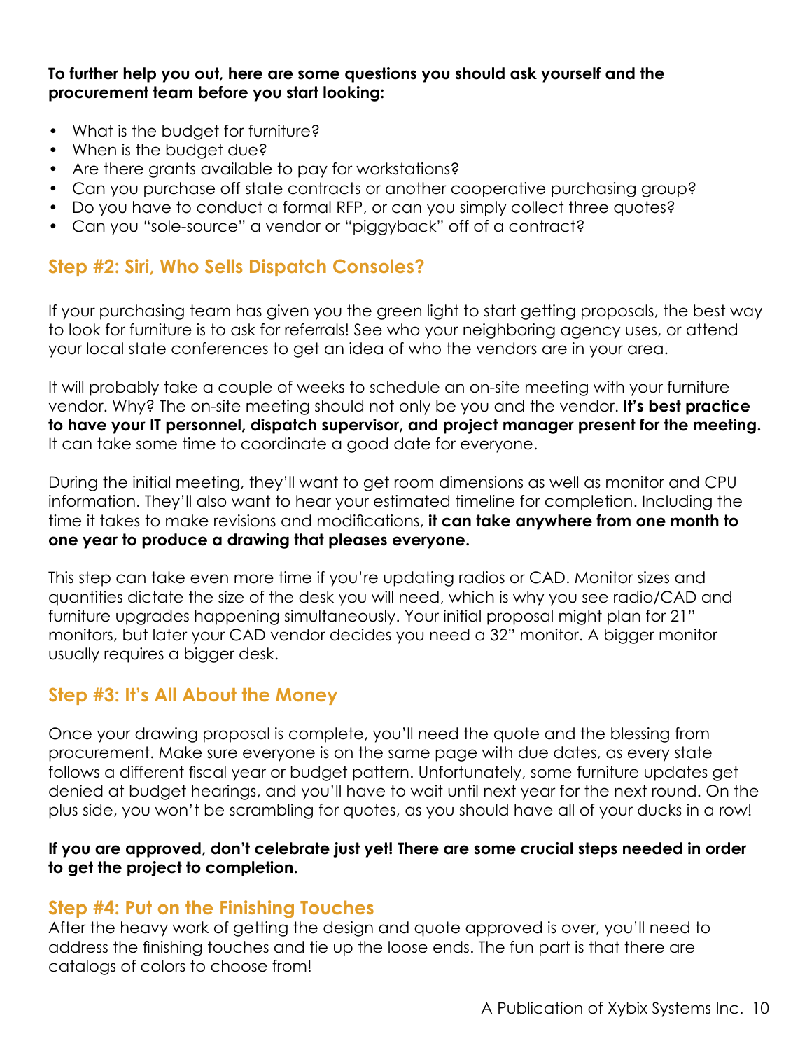**To further help you out, here are some questions you should ask yourself and the procurement team before you start looking:**

- What is the budget for furniture?
- When is the budget due?
- Are there grants available to pay for workstations?
- Can you purchase off state contracts or another cooperative purchasing group?
- Do you have to conduct a formal RFP, or can you simply collect three quotes?
- Can you "sole-source" a vendor or "piggyback" off of a contract?

## Step #2: Siri, Who Sells Dispatch Consoles?

If your purchasing team has given you the green light to start getting proposals, the best way to look for furniture is to ask for referrals! See who your neighboring agency uses, or attend your local state conferences to get an idea of who the vendors are in your area.

It will probably take a couple of weeks to schedule an on-site meeting with your furniture vendor. Why? The on-site meeting should not only be you and the vendor. **It's best practice to have your IT personnel, dispatch supervisor, and project manager present for the meeting.** It can take some time to coordinate a good date for everyone.

During the initial meeting, they'll want to get room dimensions as well as monitor and CPU information. They'll also want to hear your estimated timeline for completion. Including the time it takes to make revisions and modifications, **it can take anywhere from one month to one year to produce a drawing that pleases everyone.**

This step can take even more time if you're updating radios or CAD. Monitor sizes and quantities dictate the size of the desk you will need, which is why you see radio/CAD and furniture upgrades happening simultaneously. Your initial proposal might plan for 21" monitors, but later your CAD vendor decides you need a 32" monitor. A bigger monitor usually requires a bigger desk.

## Step #3: It's All About the Money

Once your drawing proposal is complete, you'll need the quote and the blessing from procurement. Make sure everyone is on the same page with due dates, as every state follows a different fiscal year or budget pattern. Unfortunately, some furniture updates get denied at budget hearings, and you'll have to wait until next year for the next round. On the plus side, you won't be scrambling for quotes, as you should have all of your ducks in a row!

**If you are approved, don't celebrate just yet! There are some crucial steps needed in order to get the project to completion.**

## Step #4: Put on the Finishing Touches

After the heavy work of getting the design and quote approved is over, you'll need to address the finishing touches and tie up the loose ends. The fun part is that there are catalogs of colors to choose from!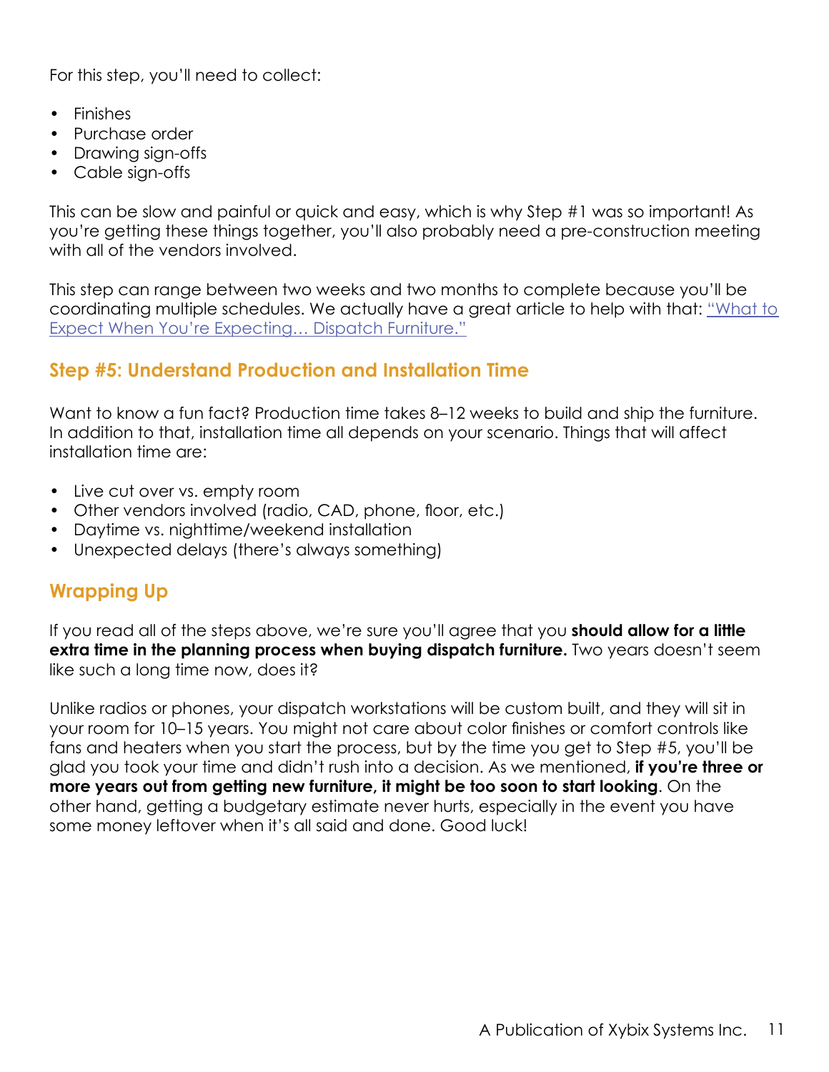For this step, you'll need to collect:

- Finishes
- Purchase order
- Drawing sign-offs
- Cable sign-offs

This can be slow and painful or quick and easy, which is why Step #1 was so important! As you're getting these things together, you'll also probably need a pre-construction meeting with all of the vendors involved.

This step can range between two weeks and two months to complete because you'll be coordinating multiple schedules. We actually have a great article to help with that: "What to Expect When You're Expecting… Dispatch Furniture."

## Step #5: Understand Production and Installation Time

Want to know a fun fact? Production time takes 8–12 weeks to build and ship the furniture. In addition to that, installation time all depends on your scenario. Things that will affect installation time are:

- Live cut over vs. empty room
- Other vendors involved (radio, CAD, phone, floor, etc.)
- Daytime vs. nighttime/weekend installation
- Unexpected delays (there's always something)

## Wrapping Up

If you read all of the steps above, we're sure you'll agree that you **should allow for a little extra time in the planning process when buying dispatch furniture.** Two years doesn't seem like such a long time now, does it?

Unlike radios or phones, your dispatch workstations will be custom built, and they will sit in your room for 10–15 years. You might not care about color finishes or comfort controls like fans and heaters when you start the process, but by the time you get to Step #5, you'll be glad you took your time and didn't rush into a decision. As we mentioned, **if you're three or more years out from getting new furniture, it might be too soon to start looking**. On the other hand, getting a budgetary estimate never hurts, especially in the event you have some money leftover when it's all said and done. Good luck!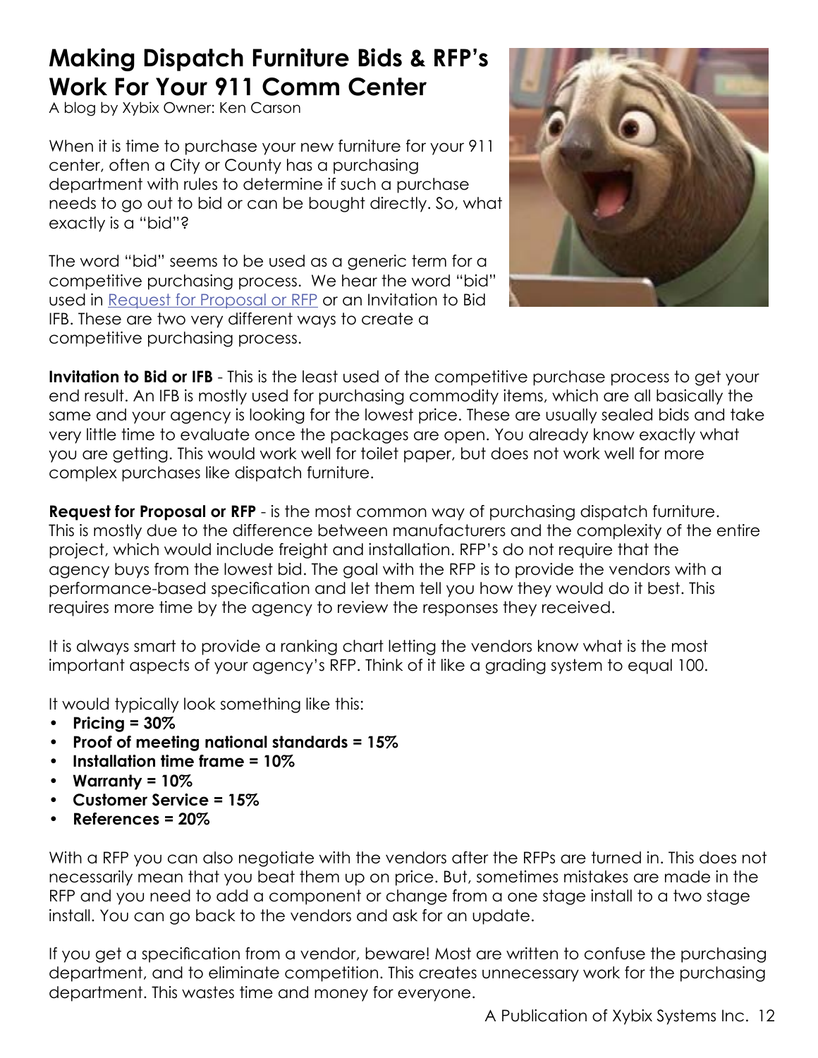# Making Dispatch Furniture Bids & RFP's Work For Your 911 Comm Center

A blog by Xybix Owner: Ken Carson

When it is time to purchase your new furniture for your 911 center, often a City or County has a purchasing department with rules to determine if such a purchase needs to go out to bid or can be bought directly. So, what exactly is a "bid"?

The word "bid" seems to be used as a generic term for a competitive purchasing process. We hear the word "bid" used in Request for Proposal or RFP or an Invitation to Bid IFB. These are two very different ways to create a competitive purchasing process.

**Invitation to Bid or IFB** - This is the least used of the competitive purchase process to get your end result. An IFB is mostly used for purchasing commodity items, which are all basically the same and your agency is looking for the lowest price. These are usually sealed bids and take very little time to evaluate once the packages are open. You already know exactly what you are getting. This would work well for toilet paper, but does not work well for more complex purchases like dispatch furniture.

**Request for Proposal or RFP** - is the most common way of purchasing dispatch furniture. This is mostly due to the difference between manufacturers and the complexity of the entire project, which would include freight and installation. RFP's do not require that the agency buys from the lowest bid. The goal with the RFP is to provide the vendors with a performance-based specification and let them tell you how they would do it best. This requires more time by the agency to review the responses they received.

It is always smart to provide a ranking chart letting the vendors know what is the most important aspects of your agency's RFP. Think of it like a grading system to equal 100.

It would typically look something like this:

- **Pricing = 30%**
- **Proof of meeting national standards = 15%**
- **Installation time frame = 10%**
- **Warranty = 10%**
- **Customer Service = 15%**
- **References = 20%**

With a RFP you can also negotiate with the vendors after the RFPs are turned in. This does not necessarily mean that you beat them up on price. But, sometimes mistakes are made in the RFP and you need to add a component or change from a one stage install to a two stage install. You can go back to the vendors and ask for an update.

If you get a specification from a vendor, beware! Most are written to confuse the purchasing department, and to eliminate competition. This creates unnecessary work for the purchasing department. This wastes time and money for everyone.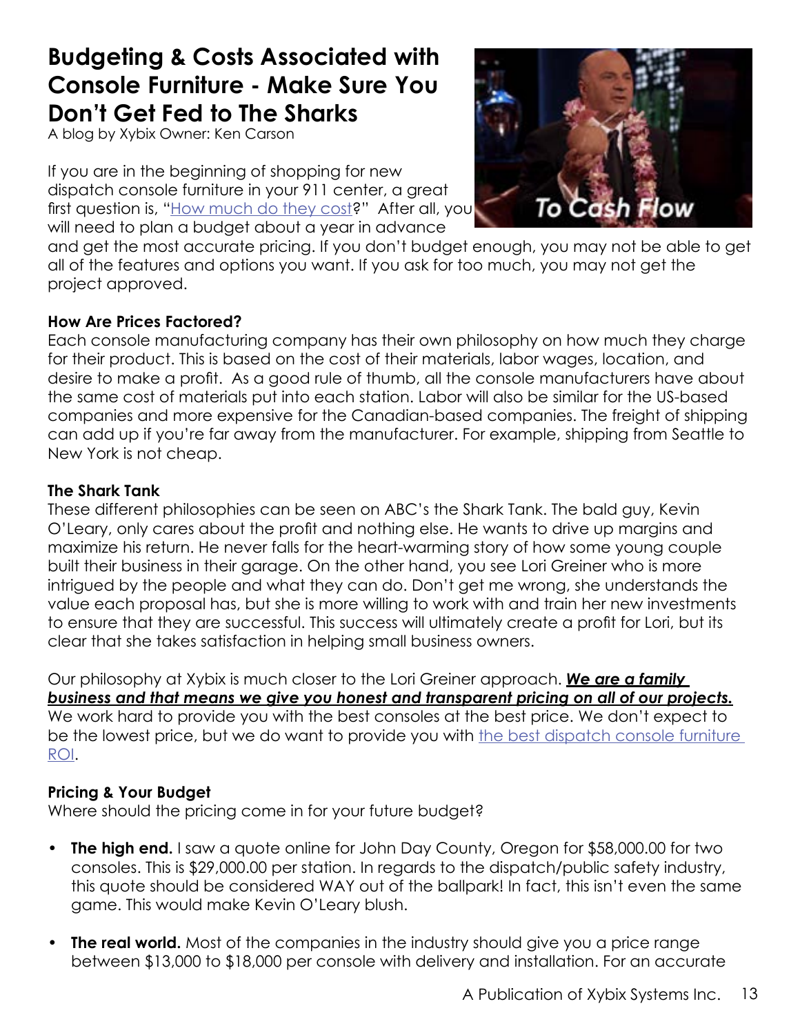# Budgeting & Costs Associated with Console Furniture - Make Sure You Don't Get Fed to The Sharks

A blog by Xybix Owner: Ken Carson

If you are in the beginning of shopping for new dispatch console furniture in your 911 center, a great first question is, "How much do they cost?" After all, you will need to plan a budget about a year in advance and get the most accurate pricing. If you don't budget enough, you may not be able to get all of the features and options you want. If you ask for too much, you may not get the project approved.

### How Are Prices Factored?

Each console manufacturing company has their own philosophy on how much they charge for their product. This is based on the cost of their materials, labor wages, location, and desire to make a profit. As a good rule of thumb, all the console manufacturers have about the same cost of materials put into each station. Labor will also be similar for the US-based companies and more expensive for the Canadian-based companies. The freight of shipping can add up if you're far away from the manufacturer. For example, shipping from Seattle to New York is not cheap.

### The Shark Tank

These different philosophies can be seen on ABC's the Shark Tank. The bald guy, Kevin O'Leary, only cares about the profit and nothing else. He wants to drive up margins and maximize his return. He never falls for the heart-warming story of how some young couple built their business in their garage. On the other hand, you see Lori Greiner who is more intrigued by the people and what they can do. Don't get me wrong, she understands the value each proposal has, but she is more willing to work with and train her new investments to ensure that they are successful. This success will ultimately create a profit for Lori, but its clear that she takes satisfaction in helping small business owners.

Our philosophy at Xybix is much closer to the Lori Greiner approach. ***We are a family business and that means we give you honest and transparent pricing on all of our projects.*** We work hard to provide you with the best consoles at the best price. We don't expect to be the lowest price, but we do want to provide you with the best dispatch console furniture ROI.

### Pricing & Your Budget

Where should the pricing come in for your future budget?

- **The high end.** I saw a quote online for John Day County, Oregon for $58,000.00 for two consoles. This is $29,000.00 per station. In regards to the dispatch/public safety industry, this quote should be considered WAY out of the ballpark! In fact, this isn't even the same game. This would make Kevin O'Leary blush.
- **The real world.** Most of the companies in the industry should give you a price range between $13,000 to $18,000 per console with delivery and installation. For an accurate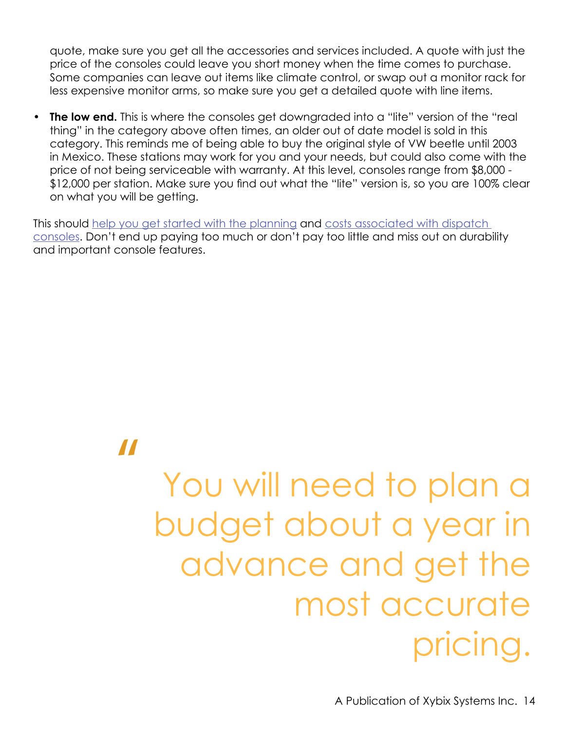quote, make sure you get all the accessories and services included. A quote with just the price of the consoles could leave you short money when the time comes to purchase. Some companies can leave out items like climate control, or swap out a monitor rack for less expensive monitor arms, so make sure you get a detailed quote with line items.

- **The low end.** This is where the consoles get downgraded into a "lite" version of the "real thing" in the category above often times, an older out of date model is sold in this category. This reminds me of being able to buy the original style of VW beetle until 2003 in Mexico. These stations may work for you and your needs, but could also come with the price of not being serviceable with warranty. At this level, consoles range from $8,000 - $12,000 per station. Make sure you find out what the "lite" version is, so you are 100% clear on what you will be getting.

This should help you get started with the planning and costs associated with dispatch consoles. Don't end up paying too much or don't pay too little and miss out on durability and important console features.

> "You will need to plan a budget about a year in advance and get the most accurate pricing.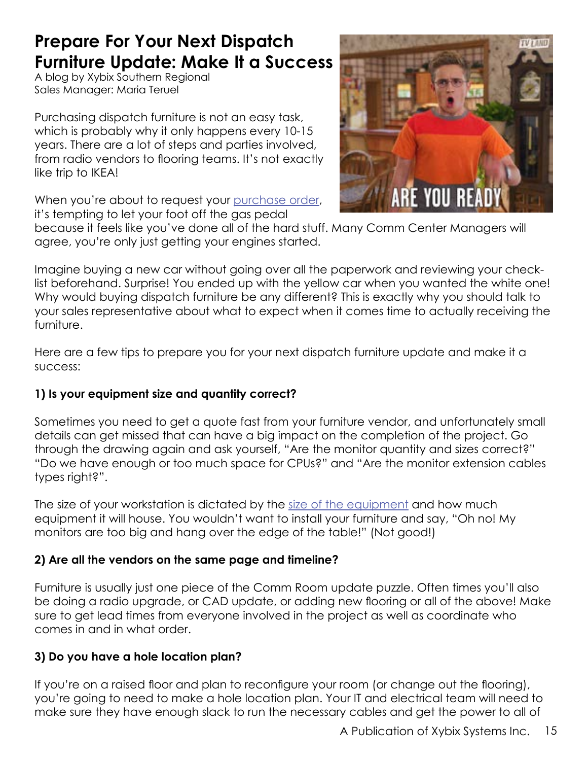# Prepare For Your Next Dispatch Furniture Update: Make It a Success

A blog by Xybix Southern Regional Sales Manager: Maria Teruel

Purchasing dispatch furniture is not an easy task, which is probably why it only happens every 10-15 years. There are a lot of steps and parties involved, from radio vendors to flooring teams. It's not exactly like trip to IKEA!

When you're about to request your purchase order, it's tempting to let your foot off the gas pedal because it feels like you've done all of the hard stuff. Many Comm Center Managers will agree, you're only just getting your engines started.

Imagine buying a new car without going over all the paperwork and reviewing your check-list beforehand. Surprise! You ended up with the yellow car when you wanted the white one! Why would buying dispatch furniture be any different? This is exactly why you should talk to your sales representative about what to expect when it comes time to actually receiving the furniture.

Here are a few tips to prepare you for your next dispatch furniture update and make it a success:

**1) Is your equipment size and quantity correct?**

Sometimes you need to get a quote fast from your furniture vendor, and unfortunately small details can get missed that can have a big impact on the completion of the project. Go through the drawing again and ask yourself, "Are the monitor quantity and sizes correct?" "Do we have enough or too much space for CPUs?" and "Are the monitor extension cables types right?".

The size of your workstation is dictated by the size of the equipment and how much equipment it will house. You wouldn't want to install your furniture and say, "Oh no! My monitors are too big and hang over the edge of the table!" (Not good!)

**2) Are all the vendors on the same page and timeline?**

Furniture is usually just one piece of the Comm Room update puzzle. Often times you'll also be doing a radio upgrade, or CAD update, or adding new flooring or all of the above! Make sure to get lead times from everyone involved in the project as well as coordinate who comes in and in what order.

**3) Do you have a hole location plan?**

If you're on a raised floor and plan to reconfigure your room (or change out the flooring), you're going to need to make a hole location plan. Your IT and electrical team will need to make sure they have enough slack to run the necessary cables and get the power to all of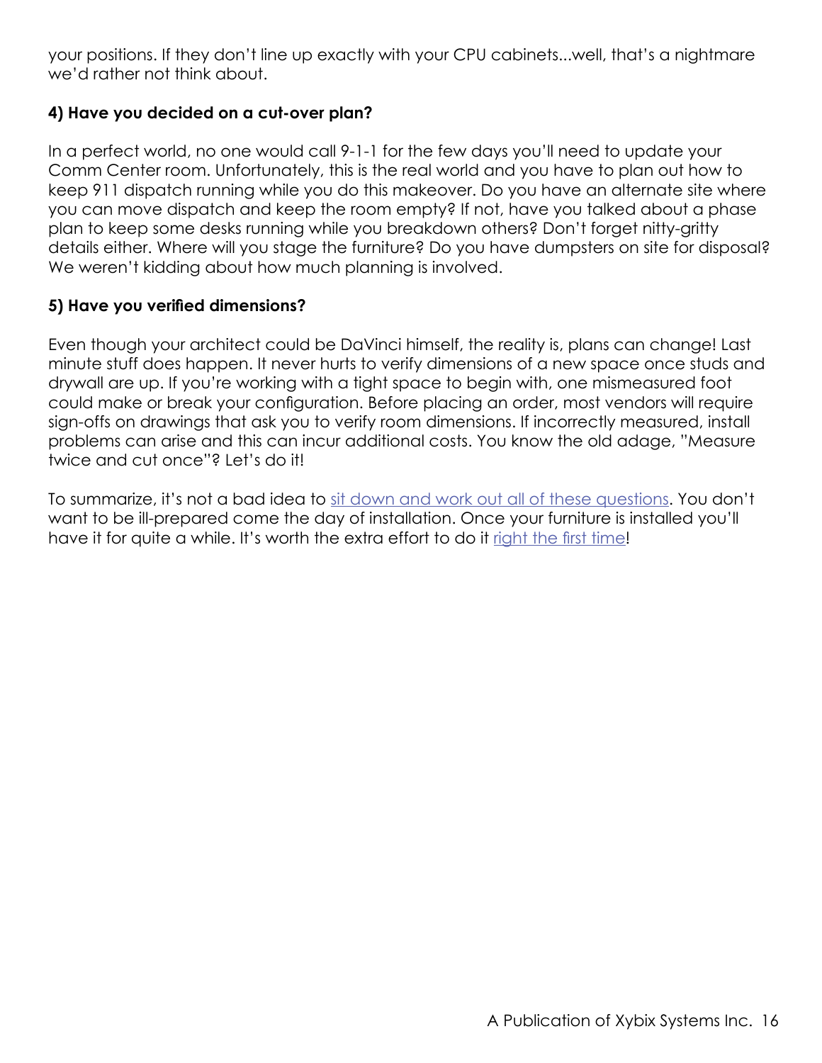your positions. If they don't line up exactly with your CPU cabinets...well, that's a nightmare we'd rather not think about.

**4) Have you decided on a cut-over plan?**

In a perfect world, no one would call 9-1-1 for the few days you'll need to update your Comm Center room. Unfortunately, this is the real world and you have to plan out how to keep 911 dispatch running while you do this makeover. Do you have an alternate site where you can move dispatch and keep the room empty? If not, have you talked about a phase plan to keep some desks running while you breakdown others? Don't forget nitty-gritty details either. Where will you stage the furniture? Do you have dumpsters on site for disposal? We weren't kidding about how much planning is involved.

**5) Have you verified dimensions?**

Even though your architect could be DaVinci himself, the reality is, plans can change! Last minute stuff does happen. It never hurts to verify dimensions of a new space once studs and drywall are up. If you're working with a tight space to begin with, one mismeasured foot could make or break your configuration. Before placing an order, most vendors will require sign-offs on drawings that ask you to verify room dimensions. If incorrectly measured, install problems can arise and this can incur additional costs. You know the old adage, "Measure twice and cut once"? Let's do it!

To summarize, it's not a bad idea to sit down and work out all of these questions. You don't want to be ill-prepared come the day of installation. Once your furniture is installed you'll have it for quite a while. It's worth the extra effort to do it right the first time!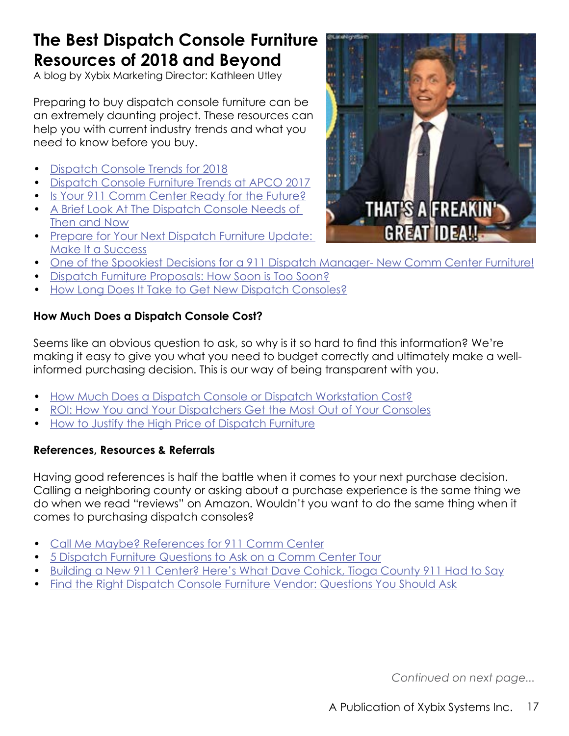# The Best Dispatch Console Furniture Resources of 2018 and Beyond

A blog by Xybix Marketing Director: Kathleen Utley

Preparing to buy dispatch console furniture can be an extremely daunting project. These resources can help you with current industry trends and what you need to know before you buy.

- Dispatch Console Trends for 2018
- Dispatch Console Furniture Trends at APCO 2017
- Is Your 911 Comm Center Ready for the Future?
- A Brief Look At The Dispatch Console Needs of Then and Now
- Prepare for Your Next Dispatch Furniture Update: Make It a Success
- One of the Spookiest Decisions for a 911 Dispatch Manager- New Comm Center Furniture!
- Dispatch Furniture Proposals: How Soon is Too Soon?
- How Long Does It Take to Get New Dispatch Consoles?

### How Much Does a Dispatch Console Cost?

Seems like an obvious question to ask, so why is it so hard to find this information? We're making it easy to give you what you need to budget correctly and ultimately make a well-informed purchasing decision. This is our way of being transparent with you.

- How Much Does a Dispatch Console or Dispatch Workstation Cost?
- ROI: How You and Your Dispatchers Get the Most Out of Your Consoles
- How to Justify the High Price of Dispatch Furniture

### References, Resources & Referrals

Having good references is half the battle when it comes to your next purchase decision. Calling a neighboring county or asking about a purchase experience is the same thing we do when we read "reviews" on Amazon. Wouldn't you want to do the same thing when it comes to purchasing dispatch consoles?

- Call Me Maybe? References for 911 Comm Center
- 5 Dispatch Furniture Questions to Ask on a Comm Center Tour
- Building a New 911 Center? Here's What Dave Cohick, Tioga County 911 Had to Say
- Find the Right Dispatch Console Furniture Vendor: Questions You Should Ask

*Continued on next page...*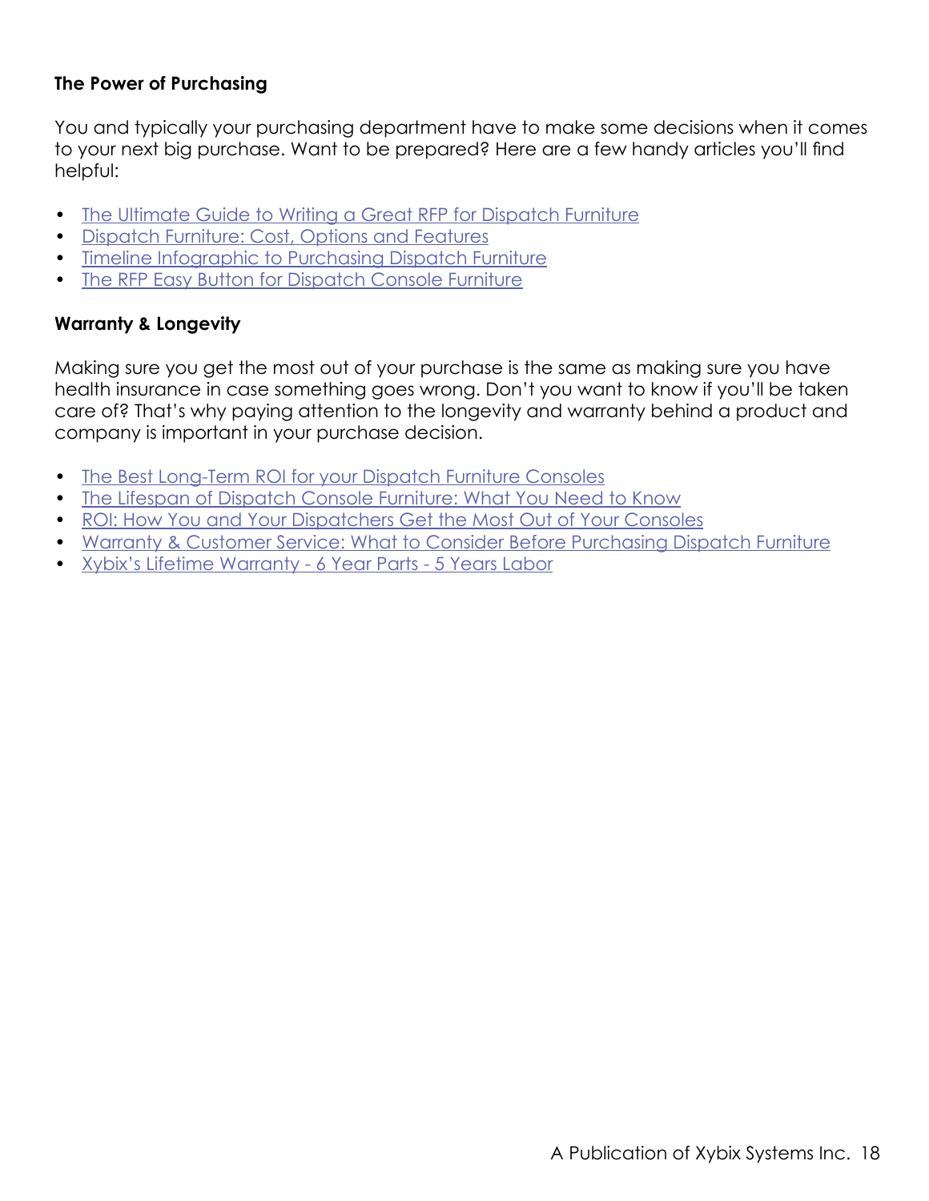**The Power of Purchasing**

You and typically your purchasing department have to make some decisions when it comes to your next big purchase. Want to be prepared? Here are a few handy articles you'll find helpful:

- The Ultimate Guide to Writing a Great RFP for Dispatch Furniture
- Dispatch Furniture: Cost, Options and Features
- Timeline Infographic to Purchasing Dispatch Furniture
- The RFP Easy Button for Dispatch Console Furniture

**Warranty & Longevity**

Making sure you get the most out of your purchase is the same as making sure you have health insurance in case something goes wrong. Don't you want to know if you'll be taken care of? That's why paying attention to the longevity and warranty behind a product and company is important in your purchase decision.

- The Best Long-Term ROI for your Dispatch Furniture Consoles
- The Lifespan of Dispatch Console Furniture: What You Need to Know
- ROI: How You and Your Dispatchers Get the Most Out of Your Consoles
- Warranty & Customer Service: What to Consider Before Purchasing Dispatch Furniture
- Xybix's Lifetime Warranty - 6 Year Parts - 5 Years Labor